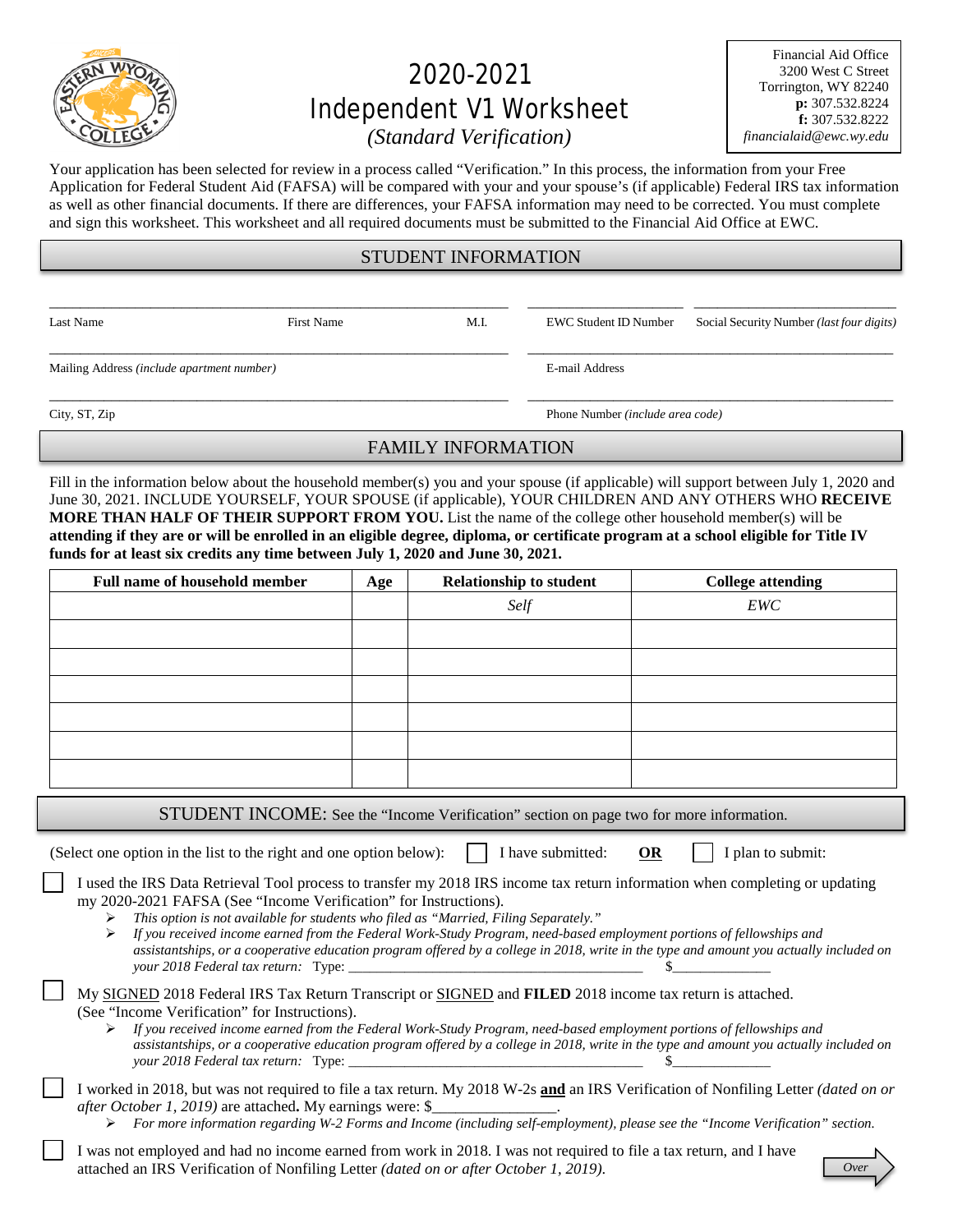# 2020-2021 Independent V1 Worksheet

*(Standard Verification)*

Financial Aid Office
3200 West C Street
Torrington, WY 82240
**p:** 307.532.8224
**f:** 307.532.8222
*financialaid@ewc.wy.edu*

Your application has been selected for review in a process called "Verification." In this process, the information from your Free Application for Federal Student Aid (FAFSA) will be compared with your and your spouse's (if applicable) Federal IRS tax information as well as other financial documents. If there are differences, your FAFSA information may need to be corrected. You must complete and sign this worksheet. This worksheet and all required documents must be submitted to the Financial Aid Office at EWC.

## STUDENT INFORMATION

Last Name ______ First Name ______ M.I. ______ EWC Student ID Number ______ Social Security Number *(last four digits)* ______

Mailing Address *(include apartment number)* ______ E-mail Address ______

City, ST, Zip ______ Phone Number *(include area code)* ______

## FAMILY INFORMATION

Fill in the information below about the household member(s) you and your spouse (if applicable) will support between July 1, 2020 and June 30, 2021. INCLUDE YOURSELF, YOUR SPOUSE (if applicable), YOUR CHILDREN AND ANY OTHERS WHO **RECEIVE MORE THAN HALF OF THEIR SUPPORT FROM YOU.** List the name of the college other household member(s) will be **attending if they are or will be enrolled in an eligible degree, diploma, or certificate program at a school eligible for Title IV funds for at least six credits any time between July 1, 2020 and June 30, 2021.**

| Full name of household member | Age | Relationship to student | College attending |
|---|---|---|---|
| | | *Self* | *EWC* |
| | | | |
| | | | |
| | | | |
| | | | |
| | | | |
| | | | |

## STUDENT INCOME: See the "Income Verification" section on page two for more information.

(Select one option in the list to the right and one option below): ☐ I have submitted: **OR** ☐ I plan to submit:

☐ I used the IRS Data Retrieval Tool process to transfer my 2018 IRS income tax return information when completing or updating my 2020-2021 FAFSA (See "Income Verification" for Instructions).

- *This option is not available for students who filed as "Married, Filing Separately."*
- *If you received income earned from the Federal Work-Study Program, need-based employment portions of fellowships and assistantships, or a cooperative education program offered by a college in 2018, write in the type and amount you actually included on your 2018 Federal tax return:* Type: ______________________ $____________

☐ My SIGNED 2018 Federal IRS Tax Return Transcript or SIGNED and **FILED** 2018 income tax return is attached. (See "Income Verification" for Instructions).

- *If you received income earned from the Federal Work-Study Program, need-based employment portions of fellowships and assistantships, or a cooperative education program offered by a college in 2018, write in the type and amount you actually included on your 2018 Federal tax return:* Type: ______________________ $____________

☐ I worked in 2018, but was not required to file a tax return. My 2018 W-2s **and** an IRS Verification of Nonfiling Letter *(dated on or after October 1, 2019)* are attached**.** My earnings were: $________________.

- *For more information regarding W-2 Forms and Income (including self-employment), please see the "Income Verification" section.*

☐ I was not employed and had no income earned from work in 2018. I was not required to file a tax return, and I have attached an IRS Verification of Nonfiling Letter *(dated on or after October 1, 2019).*

*Over*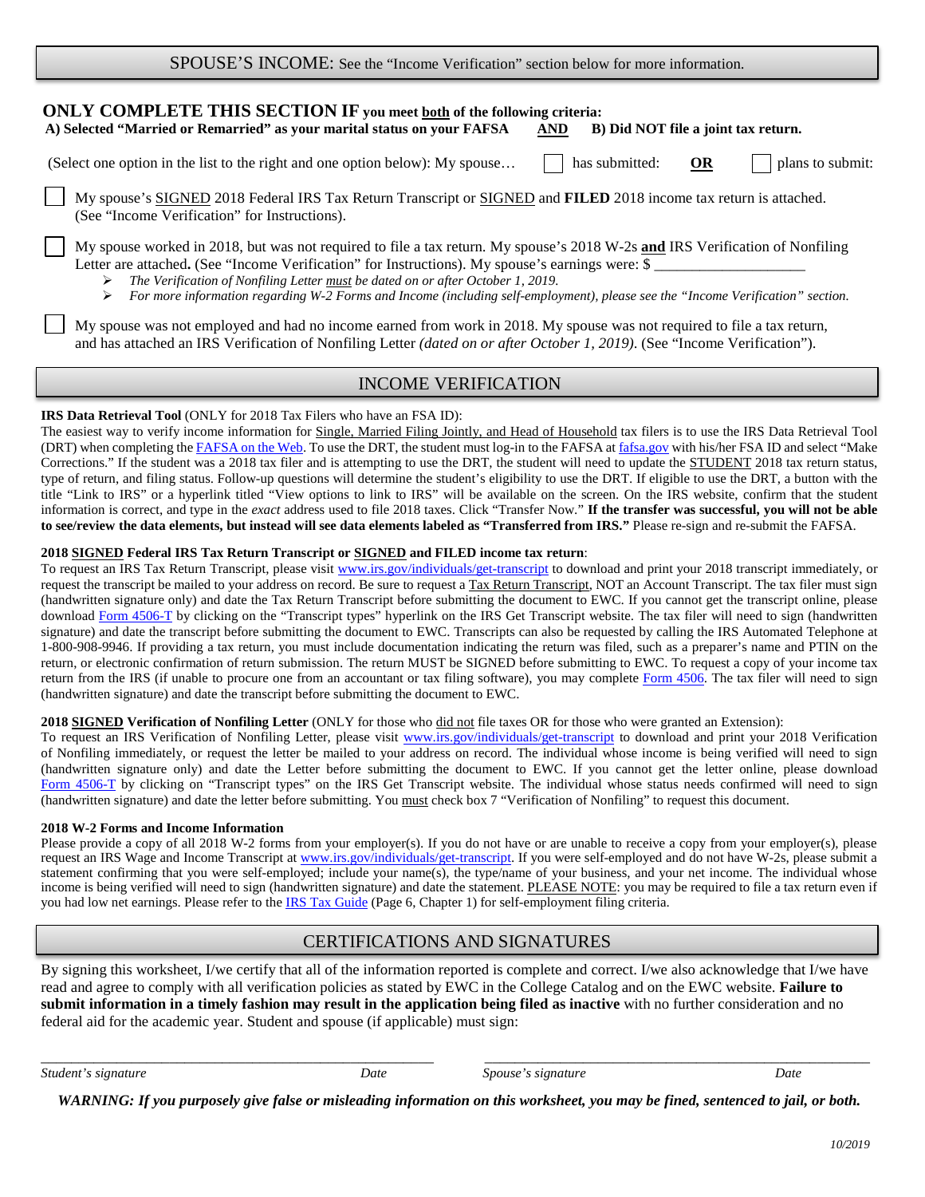## SPOUSE'S INCOME: See the "Income Verification" section below for more information.

**ONLY COMPLETE THIS SECTION IF you meet both of the following criteria:**
**A) Selected "Married or Remarried" as your marital status on your FAFSA AND B) Did NOT file a joint tax return.**

(Select one option in the list to the right and one option below): My spouse… ☐ has submitted: **OR** ☐ plans to submit:

☐ My spouse's SIGNED 2018 Federal IRS Tax Return Transcript or SIGNED and **FILED** 2018 income tax return is attached. (See "Income Verification" for Instructions).

☐ My spouse worked in 2018, but was not required to file a tax return. My spouse's 2018 W-2s **and** IRS Verification of Nonfiling Letter are attached**.** (See "Income Verification" for Instructions). My spouse's earnings were: $ ___________________
- *The Verification of Nonfiling Letter must be dated on or after October 1, 2019.*
- *For more information regarding W-2 Forms and Income (including self-employment), please see the "Income Verification" section.*

☐ My spouse was not employed and had no income earned from work in 2018. My spouse was not required to file a tax return, and has attached an IRS Verification of Nonfiling Letter *(dated on or after October 1, 2019)*. (See "Income Verification").

## INCOME VERIFICATION

**IRS Data Retrieval Tool** (ONLY for 2018 Tax Filers who have an FSA ID):
The easiest way to verify income information for Single, Married Filing Jointly, and Head of Household tax filers is to use the IRS Data Retrieval Tool (DRT) when completing the FAFSA on the Web. To use the DRT, the student must log-in to the FAFSA at fafsa.gov with his/her FSA ID and select "Make Corrections." If the student was a 2018 tax filer and is attempting to use the DRT, the student will need to update the STUDENT 2018 tax return status, type of return, and filing status. Follow-up questions will determine the student's eligibility to use the DRT. If eligible to use the DRT, a button with the title "Link to IRS" or a hyperlink titled "View options to link to IRS" will be available on the screen. On the IRS website, confirm that the student information is correct, and type in the *exact* address used to file 2018 taxes. Click "Transfer Now." **If the transfer was successful, you will not be able to see/review the data elements, but instead will see data elements labeled as "Transferred from IRS."** Please re-sign and re-submit the FAFSA.

**2018 SIGNED Federal IRS Tax Return Transcript or SIGNED and FILED income tax return**:
To request an IRS Tax Return Transcript, please visit www.irs.gov/individuals/get-transcript to download and print your 2018 transcript immediately, or request the transcript be mailed to your address on record. Be sure to request a Tax Return Transcript, NOT an Account Transcript. The tax filer must sign (handwritten signature only) and date the Tax Return Transcript before submitting the document to EWC. If you cannot get the transcript online, please download Form 4506-T by clicking on the "Transcript types" hyperlink on the IRS Get Transcript website. The tax filer will need to sign (handwritten signature) and date the transcript before submitting the document to EWC. Transcripts can also be requested by calling the IRS Automated Telephone at 1-800-908-9946. If providing a tax return, you must include documentation indicating the return was filed, such as a preparer's name and PTIN on the return, or electronic confirmation of return submission. The return MUST be SIGNED before submitting to EWC. To request a copy of your income tax return from the IRS (if unable to procure one from an accountant or tax filing software), you may complete Form 4506. The tax filer will need to sign (handwritten signature) and date the transcript before submitting the document to EWC.

**2018 SIGNED Verification of Nonfiling Letter** (ONLY for those who did not file taxes OR for those who were granted an Extension):
To request an IRS Verification of Nonfiling Letter, please visit www.irs.gov/individuals/get-transcript to download and print your 2018 Verification of Nonfiling immediately, or request the letter be mailed to your address on record. The individual whose income is being verified will need to sign (handwritten signature only) and date the Letter before submitting the document to EWC. If you cannot get the letter online, please download Form 4506-T by clicking on "Transcript types" on the IRS Get Transcript website. The individual whose status needs confirmed will need to sign (handwritten signature) and date the letter before submitting. You must check box 7 "Verification of Nonfiling" to request this document.

**2018 W-2 Forms and Income Information**
Please provide a copy of all 2018 W-2 forms from your employer(s). If you do not have or are unable to receive a copy from your employer(s), please request an IRS Wage and Income Transcript at www.irs.gov/individuals/get-transcript. If you were self-employed and do not have W-2s, please submit a statement confirming that you were self-employed; include your name(s), the type/name of your business, and your net income. The individual whose income is being verified will need to sign (handwritten signature) and date the statement. PLEASE NOTE: you may be required to file a tax return even if you had low net earnings. Please refer to the IRS Tax Guide (Page 6, Chapter 1) for self-employment filing criteria.

## CERTIFICATIONS AND SIGNATURES

By signing this worksheet, I/we certify that all of the information reported is complete and correct. I/we also acknowledge that I/we have read and agree to comply with all verification policies as stated by EWC in the College Catalog and on the EWC website. **Failure to submit information in a timely fashion may result in the application being filed as inactive** with no further consideration and no federal aid for the academic year. Student and spouse (if applicable) must sign:

_________________________________________ &nbsp;&nbsp;&nbsp; _________________________________________
*Student's signature* &nbsp;&nbsp;&nbsp; *Date* &nbsp;&nbsp;&nbsp; *Spouse's signature* &nbsp;&nbsp;&nbsp; *Date*

***WARNING: If you purposely give false or misleading information on this worksheet, you may be fined, sentenced to jail, or both.***

*10/2019*